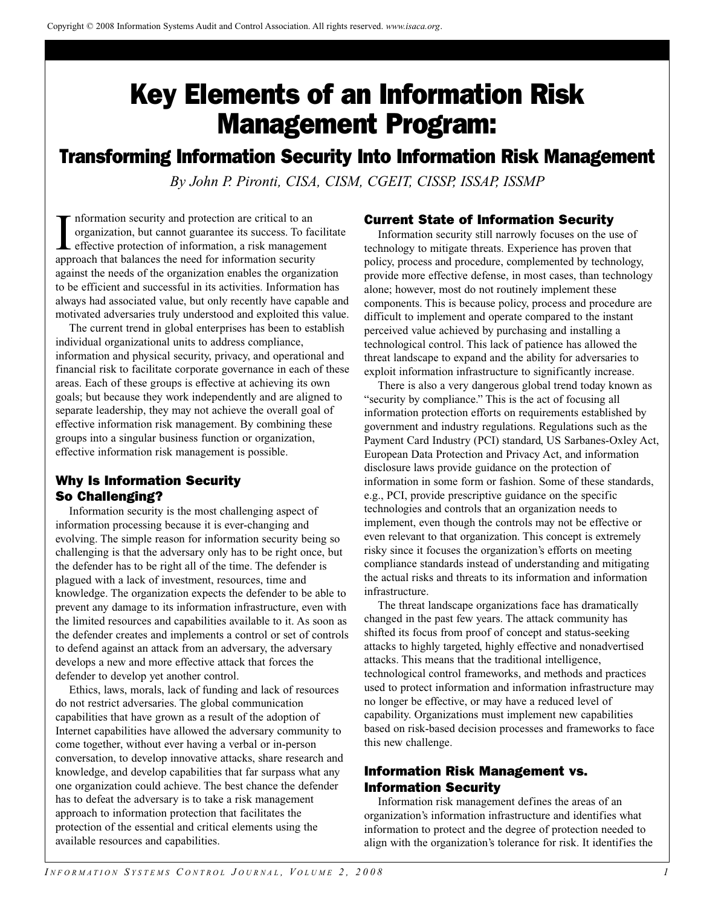Copyright © 2008 Information Systems Audit and Control Association. All rights reserved. *www.isaca.org*.

# Key Elements of an Information Risk Management Program:

## Transforming Information Security Into Information Risk Management

*By John P. Pironti, CISA, CISM, CGEIT, CISSP, ISSAP, ISSMP*

Information security and protection are critical to an organization, but cannot guarantee its success. To facilitate effective protection of information, a risk management approach that balances the need for information security against the needs of the organization enables the organization to be efficient and successful in its activities. Information has always had associated value, but only recently have capable and motivated adversaries truly understood and exploited this value.

The current trend in global enterprises has been to establish individual organizational units to address compliance, information and physical security, privacy, and operational and financial risk to facilitate corporate governance in each of these areas. Each of these groups is effective at achieving its own goals; but because they work independently and are aligned to separate leadership, they may not achieve the overall goal of effective information risk management. By combining these groups into a singular business function or organization, effective information risk management is possible.

### Why Is Information Security So Challenging?

Information security is the most challenging aspect of information processing because it is ever-changing and evolving. The simple reason for information security being so challenging is that the adversary only has to be right once, but the defender has to be right all of the time. The defender is plagued with a lack of investment, resources, time and knowledge. The organization expects the defender to be able to prevent any damage to its information infrastructure, even with the limited resources and capabilities available to it. As soon as the defender creates and implements a control or set of controls to defend against an attack from an adversary, the adversary develops a new and more effective attack that forces the defender to develop yet another control.

Ethics, laws, morals, lack of funding and lack of resources do not restrict adversaries. The global communication capabilities that have grown as a result of the adoption of Internet capabilities have allowed the adversary community to come together, without ever having a verbal or in-person conversation, to develop innovative attacks, share research and knowledge, and develop capabilities that far surpass what any one organization could achieve. The best chance the defender has to defeat the adversary is to take a risk management approach to information protection that facilitates the protection of the essential and critical elements using the available resources and capabilities.

### Current State of Information Security

Information security still narrowly focuses on the use of technology to mitigate threats. Experience has proven that policy, process and procedure, complemented by technology, provide more effective defense, in most cases, than technology alone; however, most do not routinely implement these components. This is because policy, process and procedure are difficult to implement and operate compared to the instant perceived value achieved by purchasing and installing a technological control. This lack of patience has allowed the threat landscape to expand and the ability for adversaries to exploit information infrastructure to significantly increase.

There is also a very dangerous global trend today known as "security by compliance." This is the act of focusing all information protection efforts on requirements established by government and industry regulations. Regulations such as the Payment Card Industry (PCI) standard, US Sarbanes-Oxley Act, European Data Protection and Privacy Act, and information disclosure laws provide guidance on the protection of information in some form or fashion. Some of these standards, e.g., PCI, provide prescriptive guidance on the specific technologies and controls that an organization needs to implement, even though the controls may not be effective or even relevant to that organization. This concept is extremely risky since it focuses the organization's efforts on meeting compliance standards instead of understanding and mitigating the actual risks and threats to its information and information infrastructure.

The threat landscape organizations face has dramatically changed in the past few years. The attack community has shifted its focus from proof of concept and status-seeking attacks to highly targeted, highly effective and nonadvertised attacks. This means that the traditional intelligence, technological control frameworks, and methods and practices used to protect information and information infrastructure may no longer be effective, or may have a reduced level of capability. Organizations must implement new capabilities based on risk-based decision processes and frameworks to face this new challenge.

### Information Risk Management vs. Information Security

Information risk management defines the areas of an organization's information infrastructure and identifies what information to protect and the degree of protection needed to align with the organization's tolerance for risk. It identifies the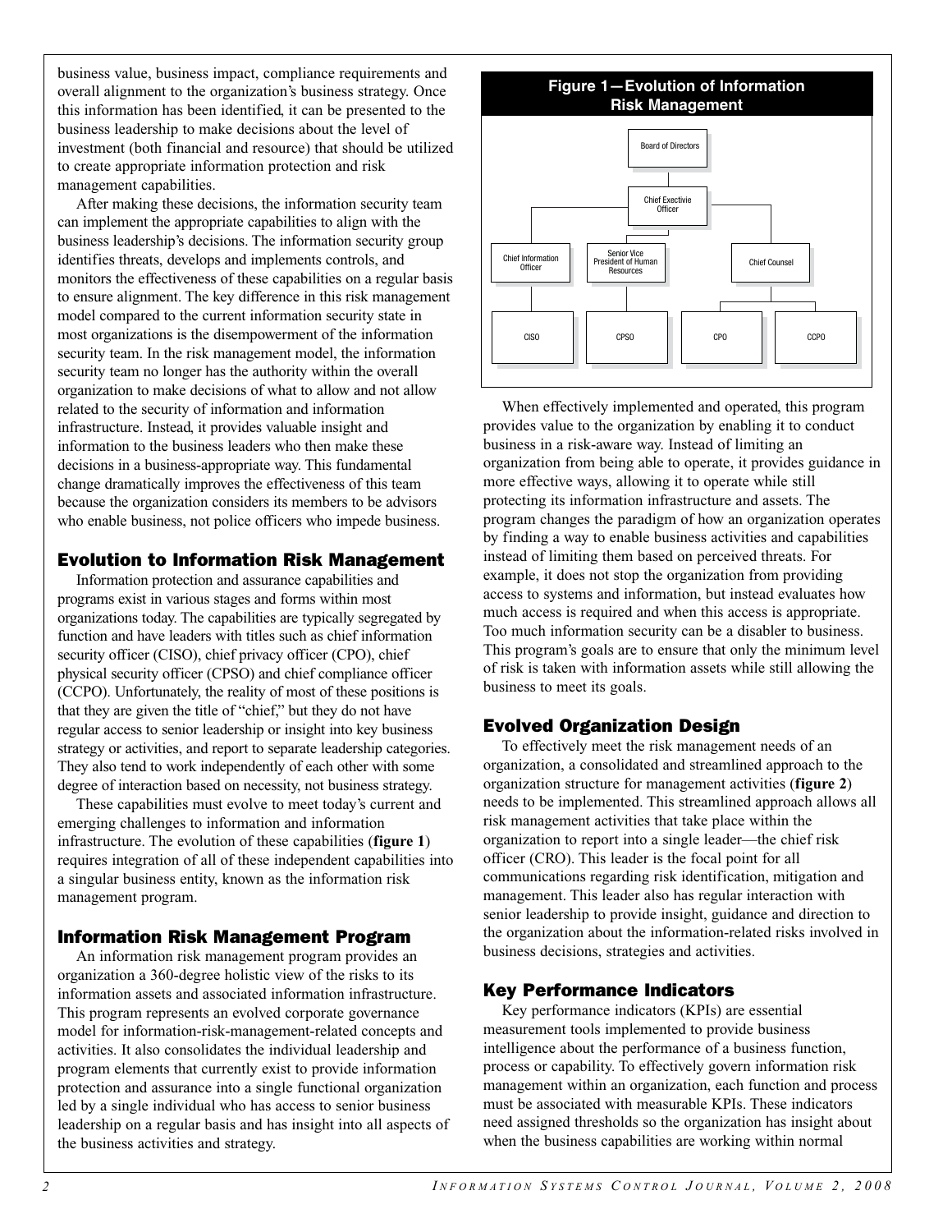business value, business impact, compliance requirements and overall alignment to the organization's business strategy. Once this information has been identified, it can be presented to the business leadership to make decisions about the level of investment (both financial and resource) that should be utilized to create appropriate information protection and risk management capabilities.

After making these decisions, the information security team can implement the appropriate capabilities to align with the business leadership's decisions. The information security group identifies threats, develops and implements controls, and monitors the effectiveness of these capabilities on a regular basis to ensure alignment. The key difference in this risk management model compared to the current information security state in most organizations is the disempowerment of the information security team. In the risk management model, the information security team no longer has the authority within the overall organization to make decisions of what to allow and not allow related to the security of information and information infrastructure. Instead, it provides valuable insight and information to the business leaders who then make these decisions in a business-appropriate way. This fundamental change dramatically improves the effectiveness of this team because the organization considers its members to be advisors who enable business, not police officers who impede business.

## Evolution to Information Risk Management

Information protection and assurance capabilities and programs exist in various stages and forms within most organizations today. The capabilities are typically segregated by function and have leaders with titles such as chief information security officer (CISO), chief privacy officer (CPO), chief physical security officer (CPSO) and chief compliance officer (CCPO). Unfortunately, the reality of most of these positions is that they are given the title of "chief," but they do not have regular access to senior leadership or insight into key business strategy or activities, and report to separate leadership categories. They also tend to work independently of each other with some degree of interaction based on necessity, not business strategy.

These capabilities must evolve to meet today's current and emerging challenges to information and information infrastructure. The evolution of these capabilities (**figure 1**) requires integration of all of these independent capabilities into a singular business entity, known as the information risk management program.

## Information Risk Management Program

An information risk management program provides an organization a 360-degree holistic view of the risks to its information assets and associated information infrastructure. This program represents an evolved corporate governance model for information-risk-management-related concepts and activities. It also consolidates the individual leadership and program elements that currently exist to provide information protection and assurance into a single functional organization led by a single individual who has access to senior business leadership on a regular basis and has insight into all aspects of the business activities and strategy.

**Figure 1—Evolution of Information Risk Management**

- Board of Directors
  - Chief Exectivie Officer
    - Chief Information Officer
      - CISO
    - Senior Vice President of Human Resources
      - CPSO
    - Chief Counsel
      - CPO
      - CCPO

When effectively implemented and operated, this program provides value to the organization by enabling it to conduct business in a risk-aware way. Instead of limiting an organization from being able to operate, it provides guidance in more effective ways, allowing it to operate while still protecting its information infrastructure and assets. The program changes the paradigm of how an organization operates by finding a way to enable business activities and capabilities instead of limiting them based on perceived threats. For example, it does not stop the organization from providing access to systems and information, but instead evaluates how much access is required and when this access is appropriate. Too much information security can be a disabler to business. This program's goals are to ensure that only the minimum level of risk is taken with information assets while still allowing the business to meet its goals.

## Evolved Organization Design

To effectively meet the risk management needs of an organization, a consolidated and streamlined approach to the organization structure for management activities (**figure 2**) needs to be implemented. This streamlined approach allows all risk management activities that take place within the organization to report into a single leader—the chief risk officer (CRO). This leader is the focal point for all communications regarding risk identification, mitigation and management. This leader also has regular interaction with senior leadership to provide insight, guidance and direction to the organization about the information-related risks involved in business decisions, strategies and activities.

## Key Performance Indicators

Key performance indicators (KPIs) are essential measurement tools implemented to provide business intelligence about the performance of a business function, process or capability. To effectively govern information risk management within an organization, each function and process must be associated with measurable KPIs. These indicators need assigned thresholds so the organization has insight about when the business capabilities are working within normal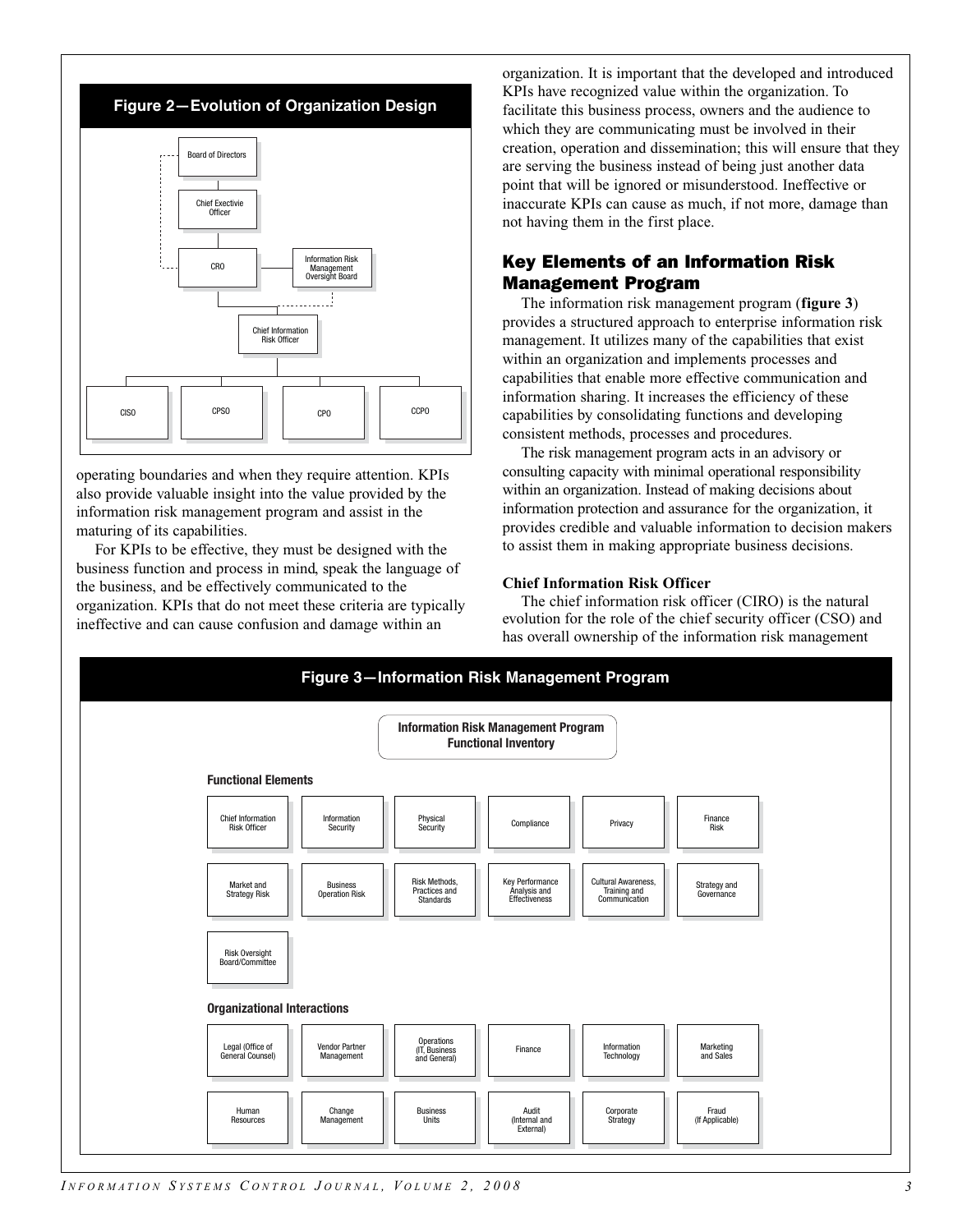**Figure 2—Evolution of Organization Design**

- Board of Directors
- Chief Exectivie Officer
- CRO — Information Risk Management Oversight Board
- Chief Information Risk Officer
- CISO | CPSO | CPO | CCPO

operating boundaries and when they require attention. KPIs also provide valuable insight into the value provided by the information risk management program and assist in the maturing of its capabilities.

For KPIs to be effective, they must be designed with the business function and process in mind, speak the language of the business, and be effectively communicated to the organization. KPIs that do not meet these criteria are typically ineffective and can cause confusion and damage within an organization. It is important that the developed and introduced KPIs have recognized value within the organization. To facilitate this business process, owners and the audience to which they are communicating must be involved in their creation, operation and dissemination; this will ensure that they are serving the business instead of being just another data point that will be ignored or misunderstood. Ineffective or inaccurate KPIs can cause as much, if not more, damage than not having them in the first place.

## Key Elements of an Information Risk Management Program

The information risk management program (**figure 3**) provides a structured approach to enterprise information risk management. It utilizes many of the capabilities that exist within an organization and implements processes and capabilities that enable more effective communication and information sharing. It increases the efficiency of these capabilities by consolidating functions and developing consistent methods, processes and procedures.

The risk management program acts in an advisory or consulting capacity with minimal operational responsibility within an organization. Instead of making decisions about information protection and assurance for the organization, it provides credible and valuable information to decision makers to assist them in making appropriate business decisions.

### Chief Information Risk Officer

The chief information risk officer (CIRO) is the natural evolution for the role of the chief security officer (CSO) and has overall ownership of the information risk management

**Figure 3—Information Risk Management Program**

**Information Risk Management Program Functional Inventory**

**Functional Elements**

| | | | | | |
|---|---|---|---|---|---|
| Chief Information Risk Officer | Information Security | Physical Security | Compliance | Privacy | Finance Risk |
| Market and Strategy Risk | Business Operation Risk | Risk Methods, Practices and Standards | Key Performance Analysis and Effectiveness | Cultural Awareness, Training and Communication | Strategy and Governance |
| Risk Oversight Board/Committee | | | | | |

**Organizational Interactions**

| | | | | | |
|---|---|---|---|---|---|
| Legal (Office of General Counsel) | Vendor Partner Management | Operations (IT, Business and General) | Finance | Information Technology | Marketing and Sales |
| Human Resources | Change Management | Business Units | Audit (Internal and External) | Corporate Strategy | Fraud (If Applicable) |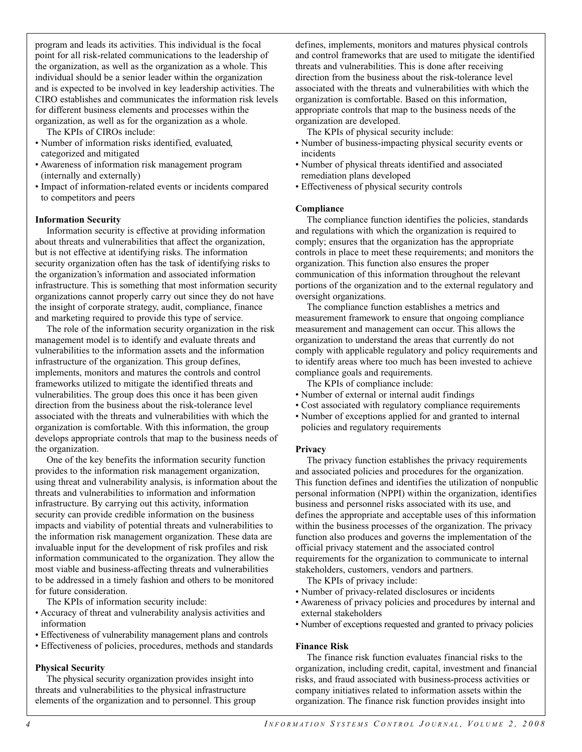program and leads its activities. This individual is the focal point for all risk-related communications to the leadership of the organization, as well as the organization as a whole. This individual should be a senior leader within the organization and is expected to be involved in key leadership activities. The CIRO establishes and communicates the information risk levels for different business elements and processes within the organization, as well as for the organization as a whole.

The KPIs of CIROs include:

- Number of information risks identified, evaluated, categorized and mitigated
- Awareness of information risk management program (internally and externally)
- Impact of information-related events or incidents compared to competitors and peers

**Information Security**

Information security is effective at providing information about threats and vulnerabilities that affect the organization, but is not effective at identifying risks. The information security organization often has the task of identifying risks to the organization's information and associated information infrastructure. This is something that most information security organizations cannot properly carry out since they do not have the insight of corporate strategy, audit, compliance, finance and marketing required to provide this type of service.

The role of the information security organization in the risk management model is to identify and evaluate threats and vulnerabilities to the information assets and the information infrastructure of the organization. This group defines, implements, monitors and matures the controls and control frameworks utilized to mitigate the identified threats and vulnerabilities. The group does this once it has been given direction from the business about the risk-tolerance level associated with the threats and vulnerabilities with which the organization is comfortable. With this information, the group develops appropriate controls that map to the business needs of the organization.

One of the key benefits the information security function provides to the information risk management organization, using threat and vulnerability analysis, is information about the threats and vulnerabilities to information and information infrastructure. By carrying out this activity, information security can provide credible information on the business impacts and viability of potential threats and vulnerabilities to the information risk management organization. These data are invaluable input for the development of risk profiles and risk information communicated to the organization. They allow the most viable and business-affecting threats and vulnerabilities to be addressed in a timely fashion and others to be monitored for future consideration.

The KPIs of information security include:

- Accuracy of threat and vulnerability analysis activities and information
- Effectiveness of vulnerability management plans and controls
- Effectiveness of policies, procedures, methods and standards

**Physical Security**

The physical security organization provides insight into threats and vulnerabilities to the physical infrastructure elements of the organization and to personnel. This group defines, implements, monitors and matures physical controls and control frameworks that are used to mitigate the identified threats and vulnerabilities. This is done after receiving direction from the business about the risk-tolerance level associated with the threats and vulnerabilities with which the organization is comfortable. Based on this information, appropriate controls that map to the business needs of the organization are developed.

The KPIs of physical security include:

- Number of business-impacting physical security events or incidents
- Number of physical threats identified and associated remediation plans developed
- Effectiveness of physical security controls

**Compliance**

The compliance function identifies the policies, standards and regulations with which the organization is required to comply; ensures that the organization has the appropriate controls in place to meet these requirements; and monitors the organization. This function also ensures the proper communication of this information throughout the relevant portions of the organization and to the external regulatory and oversight organizations.

The compliance function establishes a metrics and measurement framework to ensure that ongoing compliance measurement and management can occur. This allows the organization to understand the areas that currently do not comply with applicable regulatory and policy requirements and to identify areas where too much has been invested to achieve compliance goals and requirements.

The KPIs of compliance include:

- Number of external or internal audit findings
- Cost associated with regulatory compliance requirements
- Number of exceptions applied for and granted to internal policies and regulatory requirements

**Privacy**

The privacy function establishes the privacy requirements and associated policies and procedures for the organization. This function defines and identifies the utilization of nonpublic personal information (NPPI) within the organization, identifies business and personnel risks associated with its use, and defines the appropriate and acceptable uses of this information within the business processes of the organization. The privacy function also produces and governs the implementation of the official privacy statement and the associated control requirements for the organization to communicate to internal stakeholders, customers, vendors and partners.

The KPIs of privacy include:

- Number of privacy-related disclosures or incidents
- Awareness of privacy policies and procedures by internal and external stakeholders
- Number of exceptions requested and granted to privacy policies

**Finance Risk**

The finance risk function evaluates financial risks to the organization, including credit, capital, investment and financial risks, and fraud associated with business-process activities or company initiatives related to information assets within the organization. The finance risk function provides insight into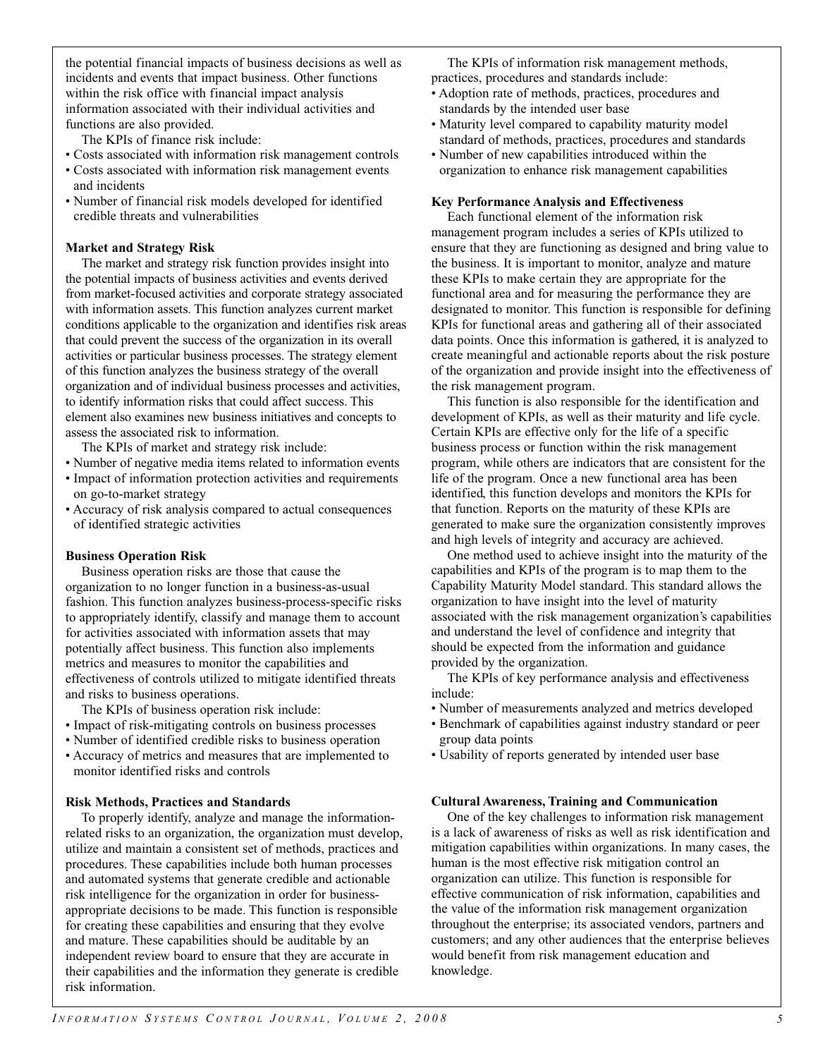the potential financial impacts of business decisions as well as incidents and events that impact business. Other functions within the risk office with financial impact analysis information associated with their individual activities and functions are also provided.

The KPIs of finance risk include:

- Costs associated with information risk management controls
- Costs associated with information risk management events and incidents
- Number of financial risk models developed for identified credible threats and vulnerabilities

**Market and Strategy Risk**

The market and strategy risk function provides insight into the potential impacts of business activities and events derived from market-focused activities and corporate strategy associated with information assets. This function analyzes current market conditions applicable to the organization and identifies risk areas that could prevent the success of the organization in its overall activities or particular business processes. The strategy element of this function analyzes the business strategy of the overall organization and of individual business processes and activities, to identify information risks that could affect success. This element also examines new business initiatives and concepts to assess the associated risk to information.

The KPIs of market and strategy risk include:

- Number of negative media items related to information events
- Impact of information protection activities and requirements on go-to-market strategy
- Accuracy of risk analysis compared to actual consequences of identified strategic activities

**Business Operation Risk**

Business operation risks are those that cause the organization to no longer function in a business-as-usual fashion. This function analyzes business-process-specific risks to appropriately identify, classify and manage them to account for activities associated with information assets that may potentially affect business. This function also implements metrics and measures to monitor the capabilities and effectiveness of controls utilized to mitigate identified threats and risks to business operations.

The KPIs of business operation risk include:

- Impact of risk-mitigating controls on business processes
- Number of identified credible risks to business operation
- Accuracy of metrics and measures that are implemented to monitor identified risks and controls

**Risk Methods, Practices and Standards**

To properly identify, analyze and manage the information-related risks to an organization, the organization must develop, utilize and maintain a consistent set of methods, practices and procedures. These capabilities include both human processes and automated systems that generate credible and actionable risk intelligence for the organization in order for business-appropriate decisions to be made. This function is responsible for creating these capabilities and ensuring that they evolve and mature. These capabilities should be auditable by an independent review board to ensure that they are accurate in their capabilities and the information they generate is credible risk information.

The KPIs of information risk management methods, practices, procedures and standards include:

- Adoption rate of methods, practices, procedures and standards by the intended user base
- Maturity level compared to capability maturity model standard of methods, practices, procedures and standards
- Number of new capabilities introduced within the organization to enhance risk management capabilities

**Key Performance Analysis and Effectiveness**

Each functional element of the information risk management program includes a series of KPIs utilized to ensure that they are functioning as designed and bring value to the business. It is important to monitor, analyze and mature these KPIs to make certain they are appropriate for the functional area and for measuring the performance they are designated to monitor. This function is responsible for defining KPIs for functional areas and gathering all of their associated data points. Once this information is gathered, it is analyzed to create meaningful and actionable reports about the risk posture of the organization and provide insight into the effectiveness of the risk management program.

This function is also responsible for the identification and development of KPIs, as well as their maturity and life cycle. Certain KPIs are effective only for the life of a specific business process or function within the risk management program, while others are indicators that are consistent for the life of the program. Once a new functional area has been identified, this function develops and monitors the KPIs for that function. Reports on the maturity of these KPIs are generated to make sure the organization consistently improves and high levels of integrity and accuracy are achieved.

One method used to achieve insight into the maturity of the capabilities and KPIs of the program is to map them to the Capability Maturity Model standard. This standard allows the organization to have insight into the level of maturity associated with the risk management organization's capabilities and understand the level of confidence and integrity that should be expected from the information and guidance provided by the organization.

The KPIs of key performance analysis and effectiveness include:

- Number of measurements analyzed and metrics developed
- Benchmark of capabilities against industry standard or peer group data points
- Usability of reports generated by intended user base

**Cultural Awareness, Training and Communication**

One of the key challenges to information risk management is a lack of awareness of risks as well as risk identification and mitigation capabilities within organizations. In many cases, the human is the most effective risk mitigation control an organization can utilize. This function is responsible for effective communication of risk information, capabilities and the value of the information risk management organization throughout the enterprise; its associated vendors, partners and customers; and any other audiences that the enterprise believes would benefit from risk management education and knowledge.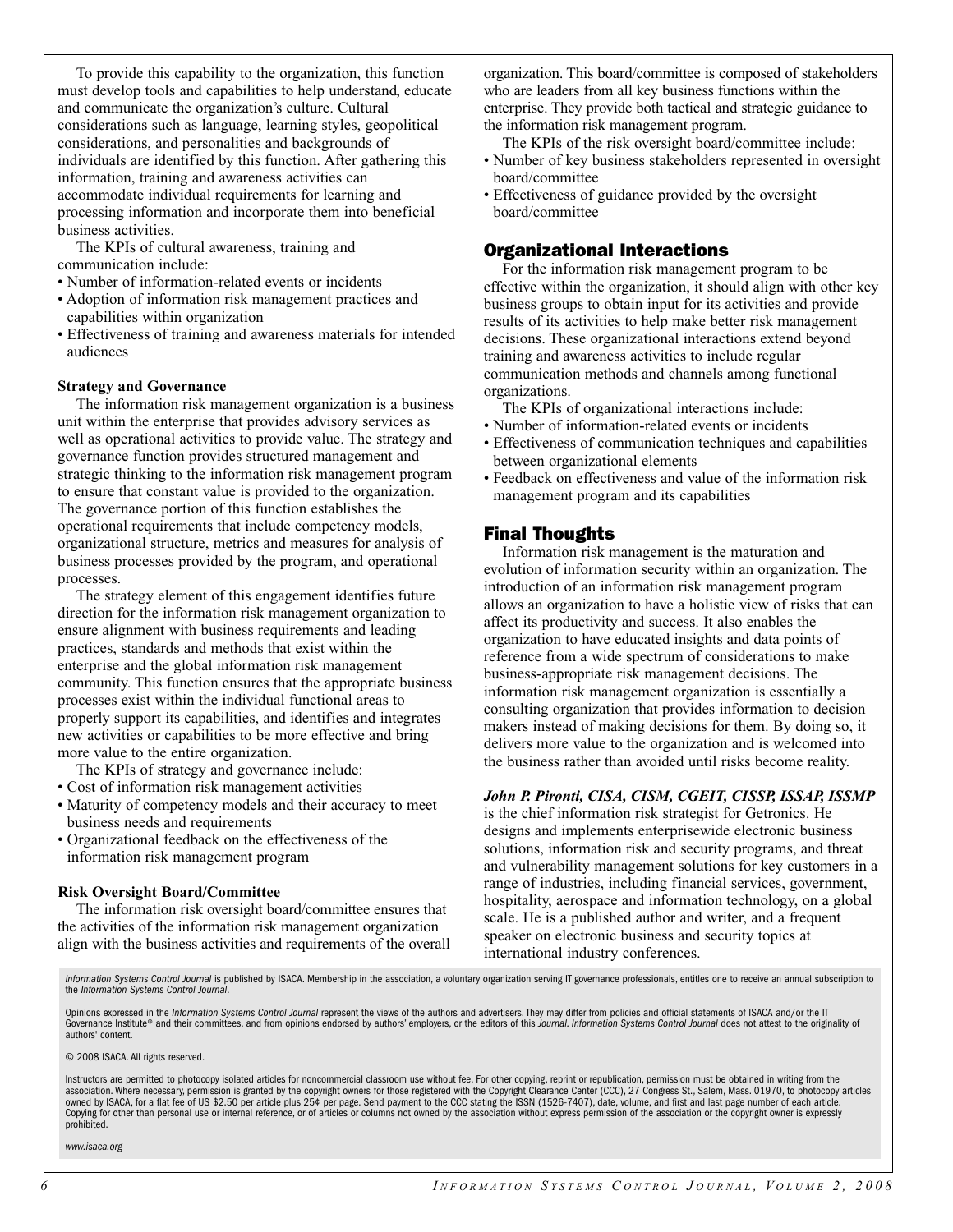To provide this capability to the organization, this function must develop tools and capabilities to help understand, educate and communicate the organization's culture. Cultural considerations such as language, learning styles, geopolitical considerations, and personalities and backgrounds of individuals are identified by this function. After gathering this information, training and awareness activities can accommodate individual requirements for learning and processing information and incorporate them into beneficial business activities.

The KPIs of cultural awareness, training and communication include:

- Number of information-related events or incidents
- Adoption of information risk management practices and capabilities within organization
- Effectiveness of training and awareness materials for intended audiences

### Strategy and Governance

The information risk management organization is a business unit within the enterprise that provides advisory services as well as operational activities to provide value. The strategy and governance function provides structured management and strategic thinking to the information risk management program to ensure that constant value is provided to the organization. The governance portion of this function establishes the operational requirements that include competency models, organizational structure, metrics and measures for analysis of business processes provided by the program, and operational processes.

The strategy element of this engagement identifies future direction for the information risk management organization to ensure alignment with business requirements and leading practices, standards and methods that exist within the enterprise and the global information risk management community. This function ensures that the appropriate business processes exist within the individual functional areas to properly support its capabilities, and identifies and integrates new activities or capabilities to be more effective and bring more value to the entire organization.

The KPIs of strategy and governance include:

- Cost of information risk management activities
- Maturity of competency models and their accuracy to meet business needs and requirements
- Organizational feedback on the effectiveness of the information risk management program

### Risk Oversight Board/Committee

The information risk oversight board/committee ensures that the activities of the information risk management organization align with the business activities and requirements of the overall organization. This board/committee is composed of stakeholders who are leaders from all key business functions within the enterprise. They provide both tactical and strategic guidance to the information risk management program.

The KPIs of the risk oversight board/committee include:

- Number of key business stakeholders represented in oversight board/committee
- Effectiveness of guidance provided by the oversight board/committee

## Organizational Interactions

For the information risk management program to be effective within the organization, it should align with other key business groups to obtain input for its activities and provide results of its activities to help make better risk management decisions. These organizational interactions extend beyond training and awareness activities to include regular communication methods and channels among functional organizations.

The KPIs of organizational interactions include:

- Number of information-related events or incidents
- Effectiveness of communication techniques and capabilities between organizational elements
- Feedback on effectiveness and value of the information risk management program and its capabilities

## Final Thoughts

Information risk management is the maturation and evolution of information security within an organization. The introduction of an information risk management program allows an organization to have a holistic view of risks that can affect its productivity and success. It also enables the organization to have educated insights and data points of reference from a wide spectrum of considerations to make business-appropriate risk management decisions. The information risk management organization is essentially a consulting organization that provides information to decision makers instead of making decisions for them. By doing so, it delivers more value to the organization and is welcomed into the business rather than avoided until risks become reality.

***John P. Pironti, CISA, CISM, CGEIT, CISSP, ISSAP, ISSMP*** is the chief information risk strategist for Getronics. He designs and implements enterprisewide electronic business solutions, information risk and security programs, and threat and vulnerability management solutions for key customers in a range of industries, including financial services, government, hospitality, aerospace and information technology, on a global scale. He is a published author and writer, and a frequent speaker on electronic business and security topics at international industry conferences.

*Information Systems Control Journal* is published by ISACA. Membership in the association, a voluntary organization serving IT governance professionals, entitles one to receive an annual subscription to the *Information Systems Control Journal*.

Opinions expressed in the *Information Systems Control Journal* represent the views of the authors and advertisers. They may differ from policies and official statements of ISACA and/or the IT Governance Institute® and their committees, and from opinions endorsed by authors' employers, or the editors of this *Journal*. *Information Systems Control Journal* does not attest to the originality of authors' content.

© 2008 ISACA. All rights reserved.

Instructors are permitted to photocopy isolated articles for noncommercial classroom use without fee. For other copying, reprint or republication, permission must be obtained in writing from the association. Where necessary, permission is granted by the copyright owners for those registered with the Copyright Clearance Center (CCC), 27 Congress St., Salem, Mass. 01970, to photocopy articles owned by ISACA, for a flat fee of US $2.50 per article plus 25¢ per page. Send payment to the CCC stating the ISSN (1526-7407), date, volume, and first and last page number of each article. Copying for other than personal use or internal reference, or of articles or columns not owned by the association without express permission of the association or the copyright owner is expressly prohibited.

*www.isaca.org*